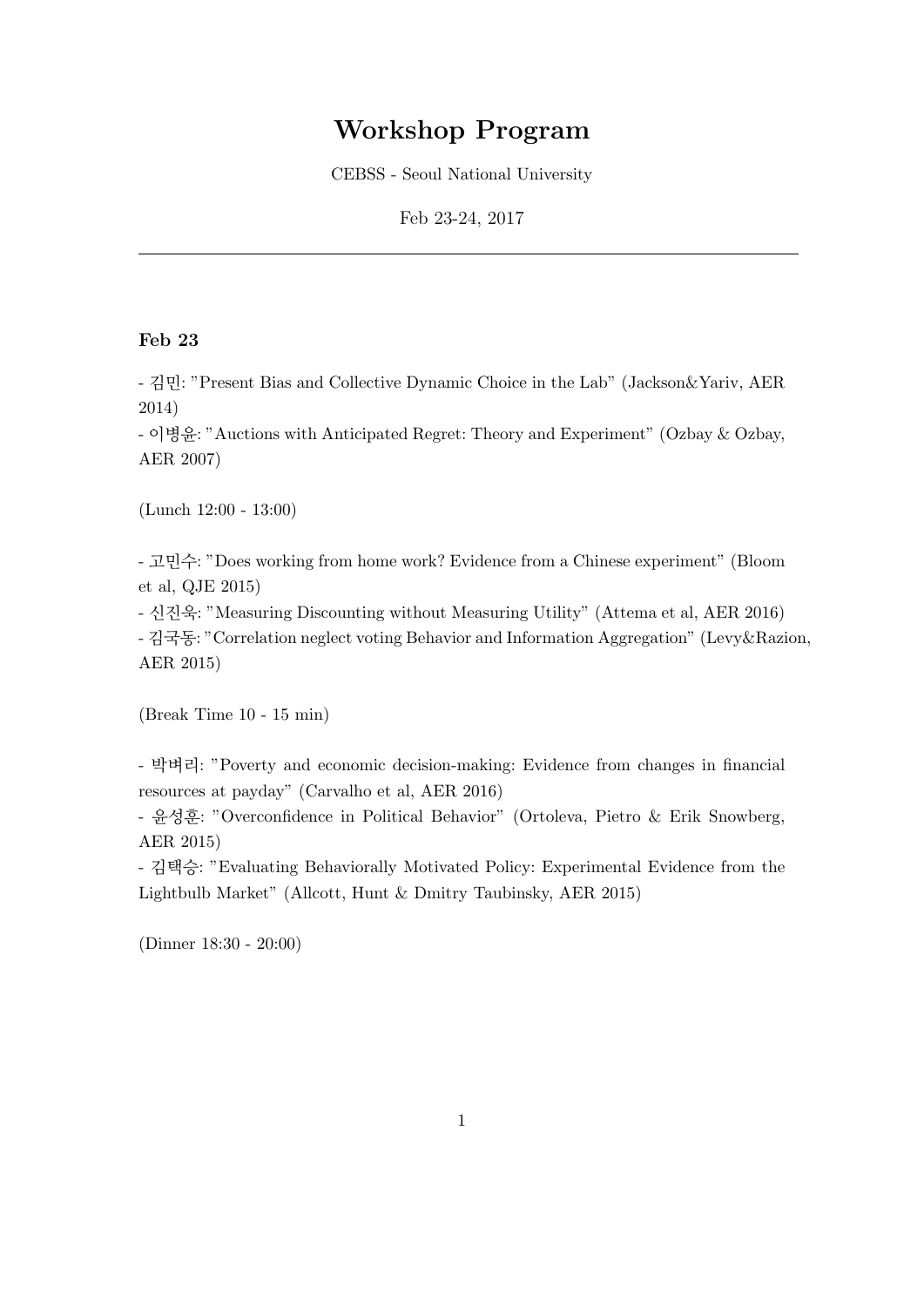# Workshop Program

CEBSS - Seoul National University

Feb 23-24, 2017

---

**Feb 23**

- 김민: "Present Bias and Collective Dynamic Choice in the Lab" (Jackson&Yariv, AER 2014)
- 이병윤: "Auctions with Anticipated Regret: Theory and Experiment" (Ozbay & Ozbay, AER 2007)

(Lunch 12:00 - 13:00)

- 고민수: "Does working from home work? Evidence from a Chinese experiment" (Bloom et al, QJE 2015)
- 신진욱: "Measuring Discounting without Measuring Utility" (Attema et al, AER 2016)
- 김국동: "Correlation neglect voting Behavior and Information Aggregation" (Levy&Razion, AER 2015)

(Break Time 10 - 15 min)

- 박벼리: "Poverty and economic decision-making: Evidence from changes in financial resources at payday" (Carvalho et al, AER 2016)
- 윤성훈: "Overconfidence in Political Behavior" (Ortoleva, Pietro & Erik Snowberg, AER 2015)
- 김택승: "Evaluating Behaviorally Motivated Policy: Experimental Evidence from the Lightbulb Market" (Allcott, Hunt & Dmitry Taubinsky, AER 2015)

(Dinner 18:30 - 20:00)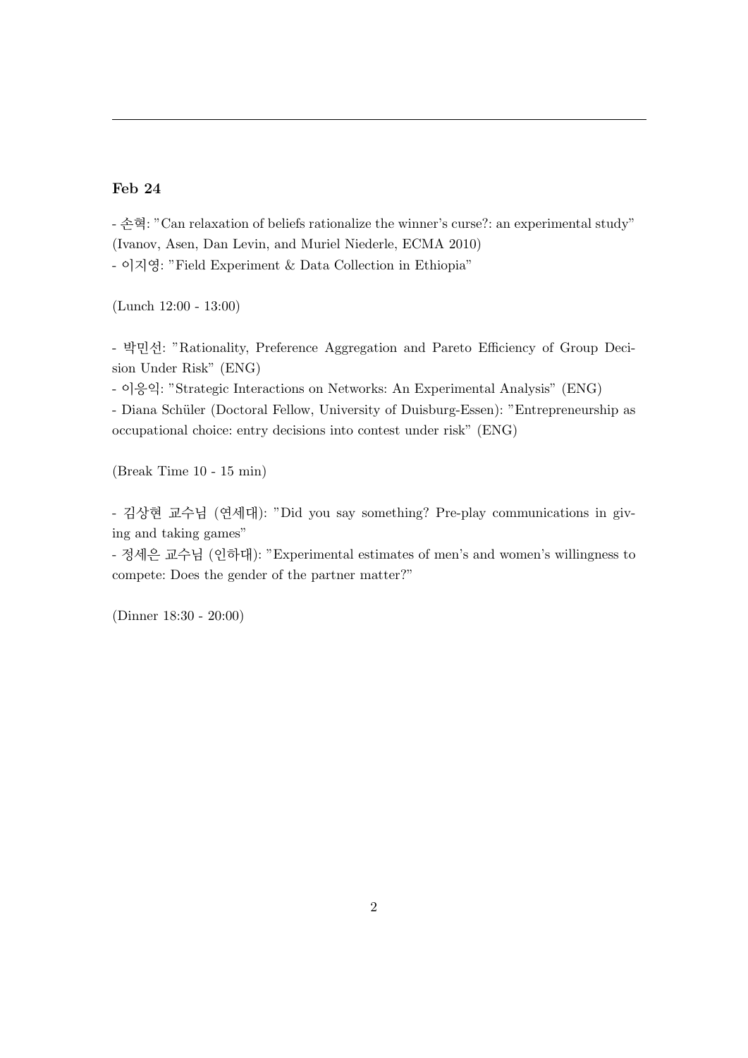---

**Feb 24**

- 손혁: "Can relaxation of beliefs rationalize the winner's curse?: an experimental study" (Ivanov, Asen, Dan Levin, and Muriel Niederle, ECMA 2010)
- 이지영: "Field Experiment & Data Collection in Ethiopia"

(Lunch 12:00 - 13:00)

- 박민선: "Rationality, Preference Aggregation and Pareto Efficiency of Group Decision Under Risk" (ENG)
- 이응익: "Strategic Interactions on Networks: An Experimental Analysis" (ENG)
- Diana Schüler (Doctoral Fellow, University of Duisburg-Essen): "Entrepreneurship as occupational choice: entry decisions into contest under risk" (ENG)

(Break Time 10 - 15 min)

- 김상현 교수님 (연세대): "Did you say something? Pre-play communications in giving and taking games"
- 정세은 교수님 (인하대): "Experimental estimates of men's and women's willingness to compete: Does the gender of the partner matter?"

(Dinner 18:30 - 20:00)